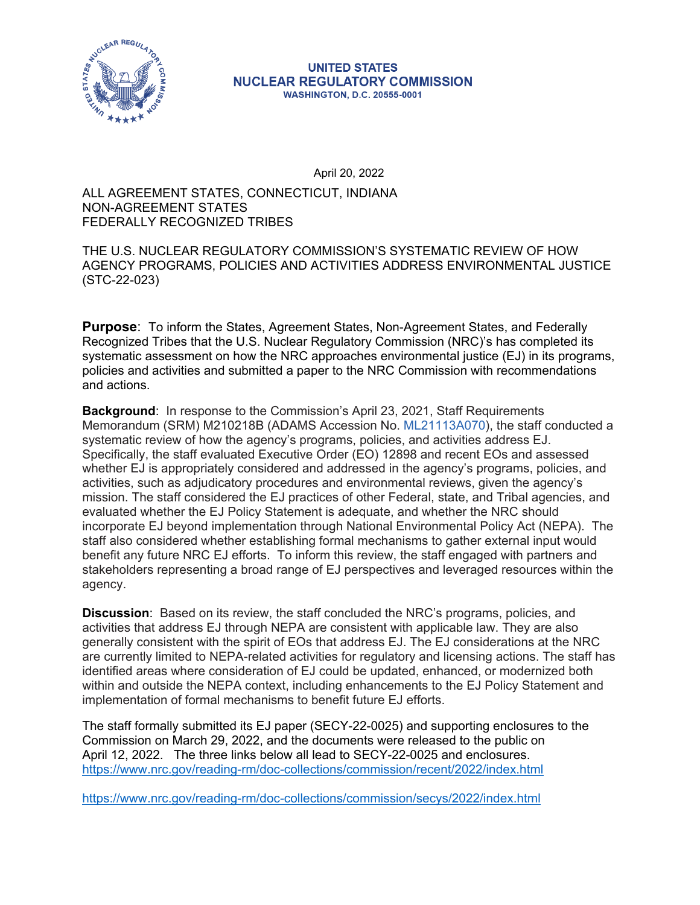UNITED STATES
NUCLEAR REGULATORY COMMISSION
WASHINGTON, D.C. 20555-0001

April 20, 2022

ALL AGREEMENT STATES, CONNECTICUT, INDIANA
NON-AGREEMENT STATES
FEDERALLY RECOGNIZED TRIBES

THE U.S. NUCLEAR REGULATORY COMMISSION'S SYSTEMATIC REVIEW OF HOW AGENCY PROGRAMS, POLICIES AND ACTIVITIES ADDRESS ENVIRONMENTAL JUSTICE (STC-22-023)

**Purpose**: To inform the States, Agreement States, Non-Agreement States, and Federally Recognized Tribes that the U.S. Nuclear Regulatory Commission (NRC)'s has completed its systematic assessment on how the NRC approaches environmental justice (EJ) in its programs, policies and activities and submitted a paper to the NRC Commission with recommendations and actions.

**Background**: In response to the Commission's April 23, 2021, Staff Requirements Memorandum (SRM) M210218B (ADAMS Accession No. ML21113A070), the staff conducted a systematic review of how the agency's programs, policies, and activities address EJ. Specifically, the staff evaluated Executive Order (EO) 12898 and recent EOs and assessed whether EJ is appropriately considered and addressed in the agency's programs, policies, and activities, such as adjudicatory procedures and environmental reviews, given the agency's mission. The staff considered the EJ practices of other Federal, state, and Tribal agencies, and evaluated whether the EJ Policy Statement is adequate, and whether the NRC should incorporate EJ beyond implementation through National Environmental Policy Act (NEPA). The staff also considered whether establishing formal mechanisms to gather external input would benefit any future NRC EJ efforts. To inform this review, the staff engaged with partners and stakeholders representing a broad range of EJ perspectives and leveraged resources within the agency.

**Discussion**: Based on its review, the staff concluded the NRC's programs, policies, and activities that address EJ through NEPA are consistent with applicable law. They are also generally consistent with the spirit of EOs that address EJ. The EJ considerations at the NRC are currently limited to NEPA-related activities for regulatory and licensing actions. The staff has identified areas where consideration of EJ could be updated, enhanced, or modernized both within and outside the NEPA context, including enhancements to the EJ Policy Statement and implementation of formal mechanisms to benefit future EJ efforts.

The staff formally submitted its EJ paper (SECY-22-0025) and supporting enclosures to the Commission on March 29, 2022, and the documents were released to the public on April 12, 2022. The three links below all lead to SECY-22-0025 and enclosures.
https://www.nrc.gov/reading-rm/doc-collections/commission/recent/2022/index.html

https://www.nrc.gov/reading-rm/doc-collections/commission/secys/2022/index.html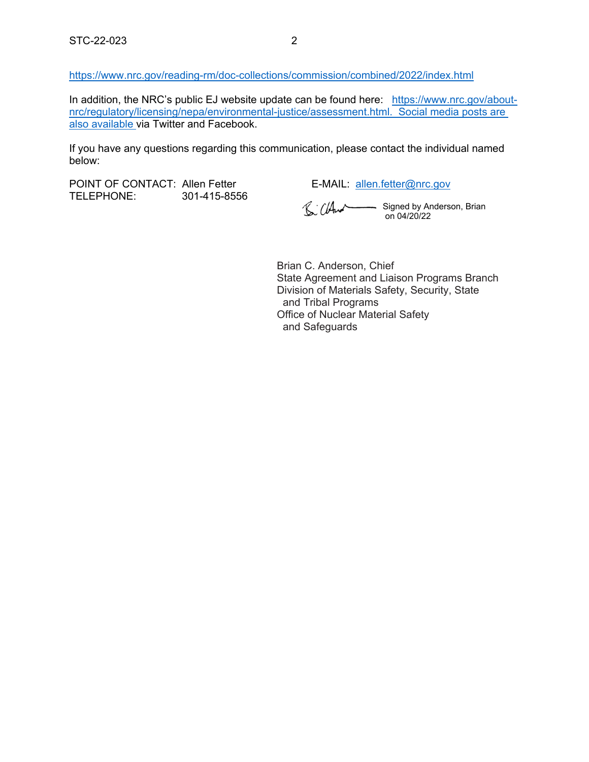https://www.nrc.gov/reading-rm/doc-collections/commission/combined/2022/index.html

In addition, the NRC's public EJ website update can be found here: https://www.nrc.gov/about-nrc/regulatory/licensing/nepa/environmental-justice/assessment.html. Social media posts are also available via Twitter and Facebook.

If you have any questions regarding this communication, please contact the individual named below:

POINT OF CONTACT: Allen Fetter E-MAIL: allen.fetter@nrc.gov
TELEPHONE: 301-415-8556

Signed by Anderson, Brian on 04/20/22

Brian C. Anderson, Chief
State Agreement and Liaison Programs Branch
Division of Materials Safety, Security, State and Tribal Programs
Office of Nuclear Material Safety and Safeguards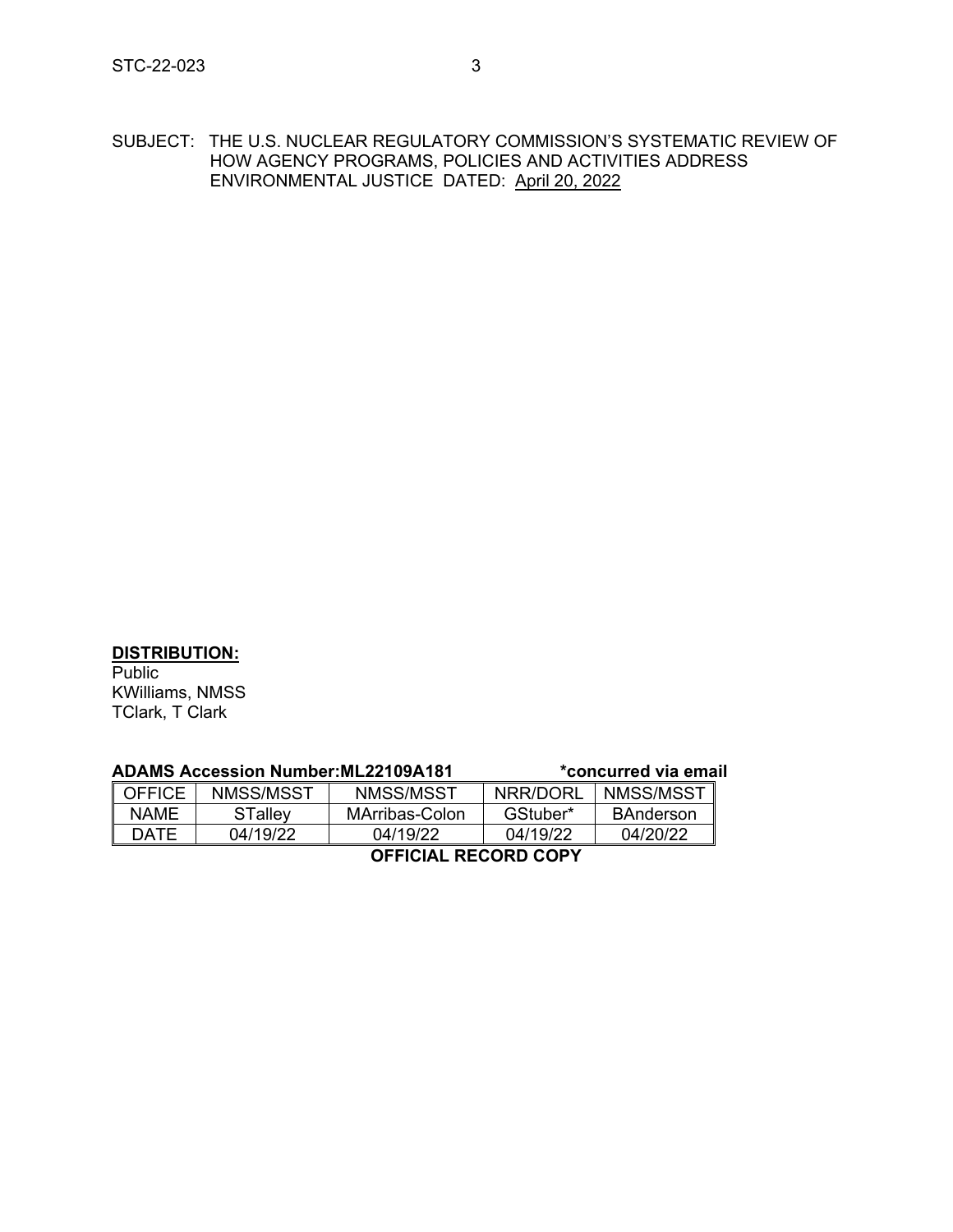SUBJECT: THE U.S. NUCLEAR REGULATORY COMMISSION'S SYSTEMATIC REVIEW OF HOW AGENCY PROGRAMS, POLICIES AND ACTIVITIES ADDRESS ENVIRONMENTAL JUSTICE DATED: April 20, 2022

**DISTRIBUTION:**
Public
KWilliams, NMSS
TClark, T Clark

**ADAMS Accession Number:ML22109A181** **\*concurred via email**

| OFFICE | NMSS/MSST | NMSS/MSST | NRR/DORL | NMSS/MSST |
|---|---|---|---|---|
| NAME | STalley | MArribas-Colon | GStuber* | BAnderson |
| DATE | 04/19/22 | 04/19/22 | 04/19/22 | 04/20/22 |

**OFFICIAL RECORD COPY**